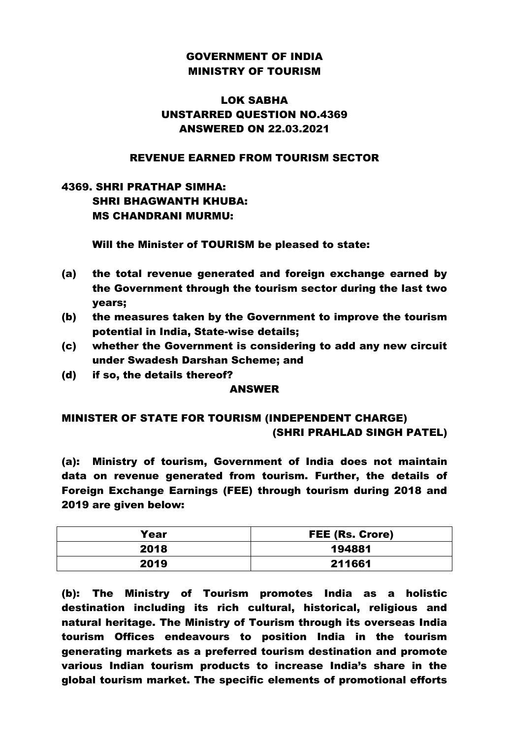**GOVERNMENT OF INDIA**
**MINISTRY OF TOURISM**

**LOK SABHA**
**UNSTARRED QUESTION NO.4369**
**ANSWERED ON 22.03.2021**

**REVENUE EARNED FROM TOURISM SECTOR**

**4369. SHRI PRATHAP SIMHA:**
**SHRI BHAGWANTH KHUBA:**
**MS CHANDRANI MURMU:**

**Will the Minister of TOURISM be pleased to state:**

**(a) the total revenue generated and foreign exchange earned by the Government through the tourism sector during the last two years;**
**(b) the measures taken by the Government to improve the tourism potential in India, State-wise details;**
**(c) whether the Government is considering to add any new circuit under Swadesh Darshan Scheme; and**
**(d) if so, the details thereof?**

**ANSWER**

**MINISTER OF STATE FOR TOURISM (INDEPENDENT CHARGE)**
**(SHRI PRAHLAD SINGH PATEL)**

**(a): Ministry of tourism, Government of India does not maintain data on revenue generated from tourism. Further, the details of Foreign Exchange Earnings (FEE) through tourism during 2018 and 2019 are given below:**

| Year | FEE (Rs. Crore) |
|---|---|
| 2018 | 194881 |
| 2019 | 211661 |

**(b): The Ministry of Tourism promotes India as a holistic destination including its rich cultural, historical, religious and natural heritage. The Ministry of Tourism through its overseas India tourism Offices endeavours to position India in the tourism generating markets as a preferred tourism destination and promote various Indian tourism products to increase India's share in the global tourism market. The specific elements of promotional efforts**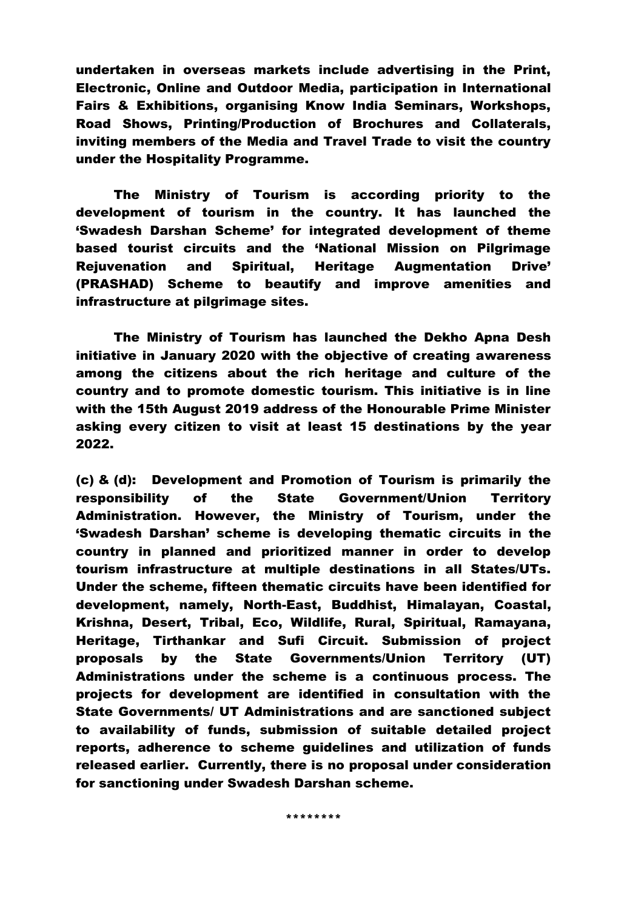**undertaken in overseas markets include advertising in the Print, Electronic, Online and Outdoor Media, participation in International Fairs & Exhibitions, organising Know India Seminars, Workshops, Road Shows, Printing/Production of Brochures and Collaterals, inviting members of the Media and Travel Trade to visit the country under the Hospitality Programme.**

**The Ministry of Tourism is according priority to the development of tourism in the country. It has launched the 'Swadesh Darshan Scheme' for integrated development of theme based tourist circuits and the 'National Mission on Pilgrimage Rejuvenation and Spiritual, Heritage Augmentation Drive' (PRASHAD) Scheme to beautify and improve amenities and infrastructure at pilgrimage sites.**

**The Ministry of Tourism has launched the Dekho Apna Desh initiative in January 2020 with the objective of creating awareness among the citizens about the rich heritage and culture of the country and to promote domestic tourism. This initiative is in line with the 15th August 2019 address of the Honourable Prime Minister asking every citizen to visit at least 15 destinations by the year 2022.**

**(c) & (d): Development and Promotion of Tourism is primarily the responsibility of the State Government/Union Territory Administration. However, the Ministry of Tourism, under the 'Swadesh Darshan' scheme is developing thematic circuits in the country in planned and prioritized manner in order to develop tourism infrastructure at multiple destinations in all States/UTs. Under the scheme, fifteen thematic circuits have been identified for development, namely, North-East, Buddhist, Himalayan, Coastal, Krishna, Desert, Tribal, Eco, Wildlife, Rural, Spiritual, Ramayana, Heritage, Tirthankar and Sufi Circuit. Submission of project proposals by the State Governments/Union Territory (UT) Administrations under the scheme is a continuous process. The projects for development are identified in consultation with the State Governments/ UT Administrations and are sanctioned subject to availability of funds, submission of suitable detailed project reports, adherence to scheme guidelines and utilization of funds released earlier. Currently, there is no proposal under consideration for sanctioning under Swadesh Darshan scheme.**

********